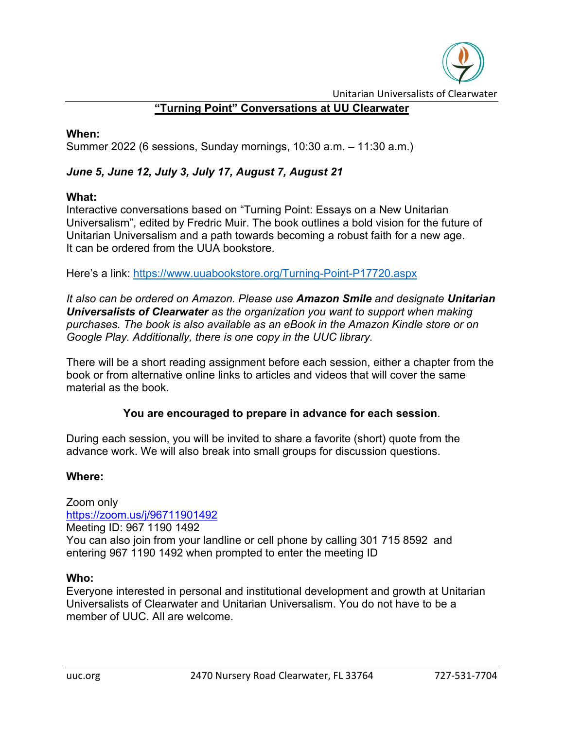Unitarian Universalists of Clearwater

# "Turning Point" Conversations at UU Clearwater

**When:**
Summer 2022 (6 sessions, Sunday mornings, 10:30 a.m. – 11:30 a.m.)

***June 5, June 12, July 3, July 17, August 7, August 21***

**What:**
Interactive conversations based on "Turning Point: Essays on a New Unitarian Universalism", edited by Fredric Muir. The book outlines a bold vision for the future of Unitarian Universalism and a path towards becoming a robust faith for a new age. It can be ordered from the UUA bookstore.

Here's a link: https://www.uuabookstore.org/Turning-Point-P17720.aspx

*It also can be ordered on Amazon. Please use **Amazon Smile** and designate **Unitarian Universalists of Clearwater** as the organization you want to support when making purchases. The book is also available as an eBook in the Amazon Kindle store or on Google Play. Additionally, there is one copy in the UUC library.*

There will be a short reading assignment before each session, either a chapter from the book or from alternative online links to articles and videos that will cover the same material as the book.

**You are encouraged to prepare in advance for each session**.

During each session, you will be invited to share a favorite (short) quote from the advance work. We will also break into small groups for discussion questions.

**Where:**

Zoom only
https://zoom.us/j/96711901492
Meeting ID: 967 1190 1492
You can also join from your landline or cell phone by calling 301 715 8592 and entering 967 1190 1492 when prompted to enter the meeting ID

**Who:**
Everyone interested in personal and institutional development and growth at Unitarian Universalists of Clearwater and Unitarian Universalism. You do not have to be a member of UUC. All are welcome.

uuc.org 2470 Nursery Road Clearwater, FL 33764 727-531-7704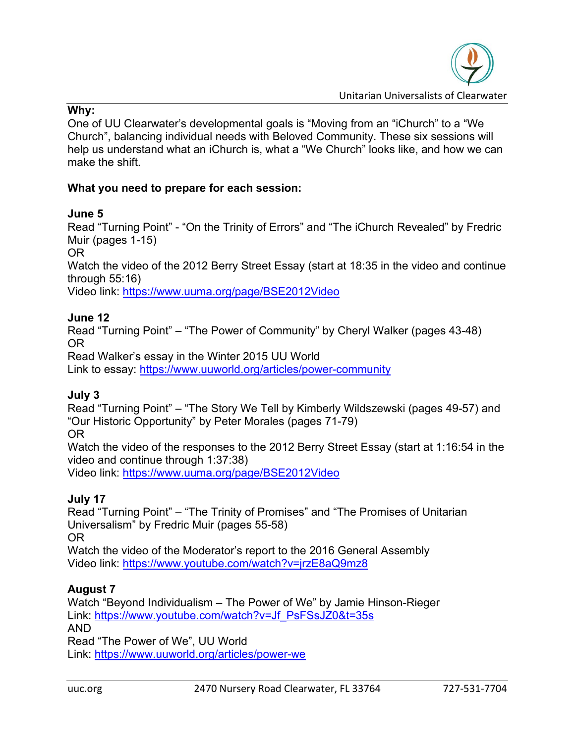**Why:**

One of UU Clearwater's developmental goals is "Moving from an "iChurch" to a "We Church", balancing individual needs with Beloved Community. These six sessions will help us understand what an iChurch is, what a "We Church" looks like, and how we can make the shift.

**What you need to prepare for each session:**

**June 5**

Read "Turning Point" - "On the Trinity of Errors" and "The iChurch Revealed" by Fredric Muir (pages 1-15)

OR

Watch the video of the 2012 Berry Street Essay (start at 18:35 in the video and continue through 55:16)

Video link: https://www.uuma.org/page/BSE2012Video

**June 12**

Read "Turning Point" – "The Power of Community" by Cheryl Walker (pages 43-48)

OR

Read Walker's essay in the Winter 2015 UU World

Link to essay: https://www.uuworld.org/articles/power-community

**July 3**

Read "Turning Point" – "The Story We Tell by Kimberly Wildszewski (pages 49-57) and "Our Historic Opportunity" by Peter Morales (pages 71-79)

OR

Watch the video of the responses to the 2012 Berry Street Essay (start at 1:16:54 in the video and continue through 1:37:38)

Video link: https://www.uuma.org/page/BSE2012Video

**July 17**

Read "Turning Point" – "The Trinity of Promises" and "The Promises of Unitarian Universalism" by Fredric Muir (pages 55-58)

OR

Watch the video of the Moderator's report to the 2016 General Assembly

Video link: https://www.youtube.com/watch?v=jrzE8aQ9mz8

**August 7**

Watch "Beyond Individualism – The Power of We" by Jamie Hinson-Rieger

Link: https://www.youtube.com/watch?v=Jf_PsFSsJZ0&t=35s

AND

Read "The Power of We", UU World

Link: https://www.uuworld.org/articles/power-we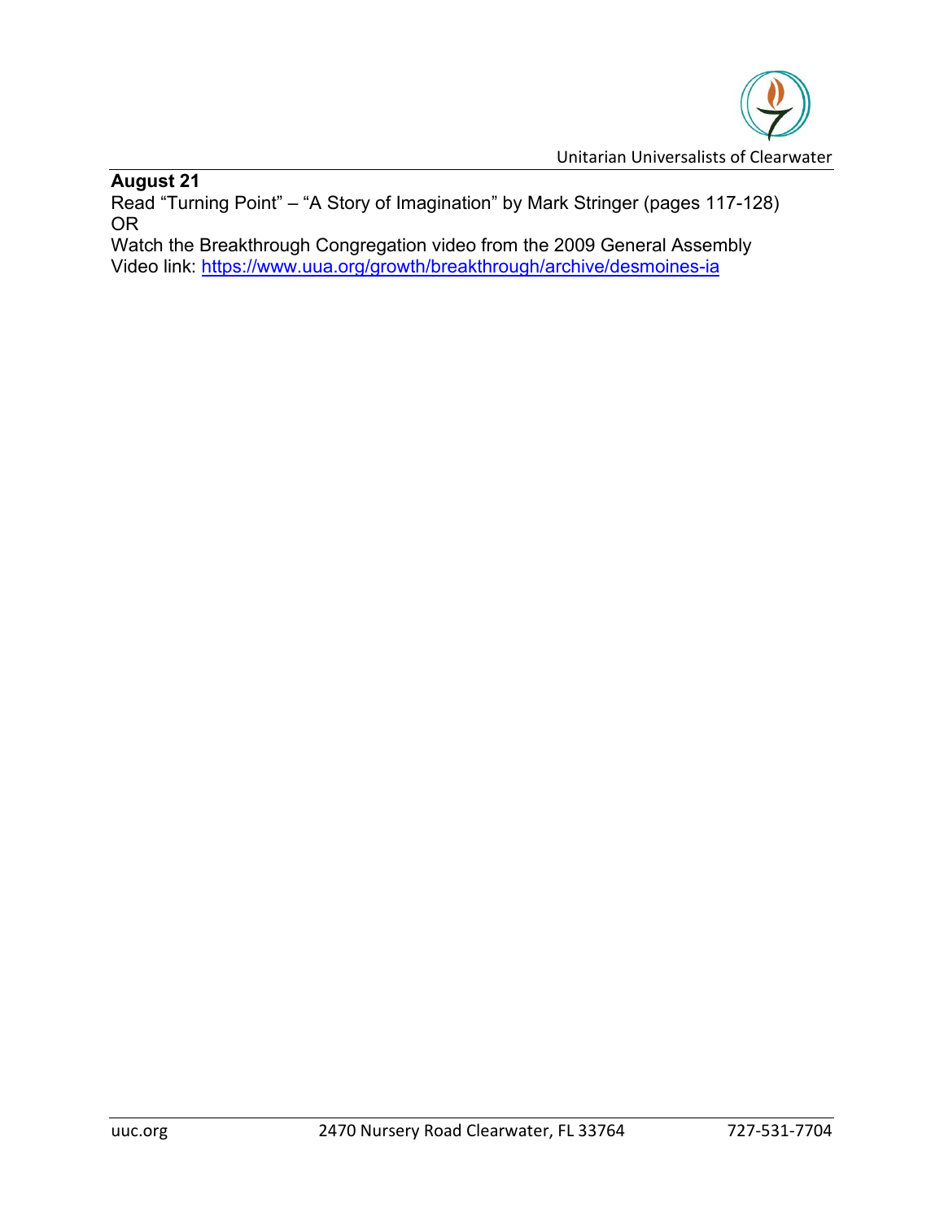**August 21**

Read “Turning Point” – “A Story of Imagination” by Mark Stringer (pages 117-128)

OR

Watch the Breakthrough Congregation video from the 2009 General Assembly

Video link: https://www.uua.org/growth/breakthrough/archive/desmoines-ia